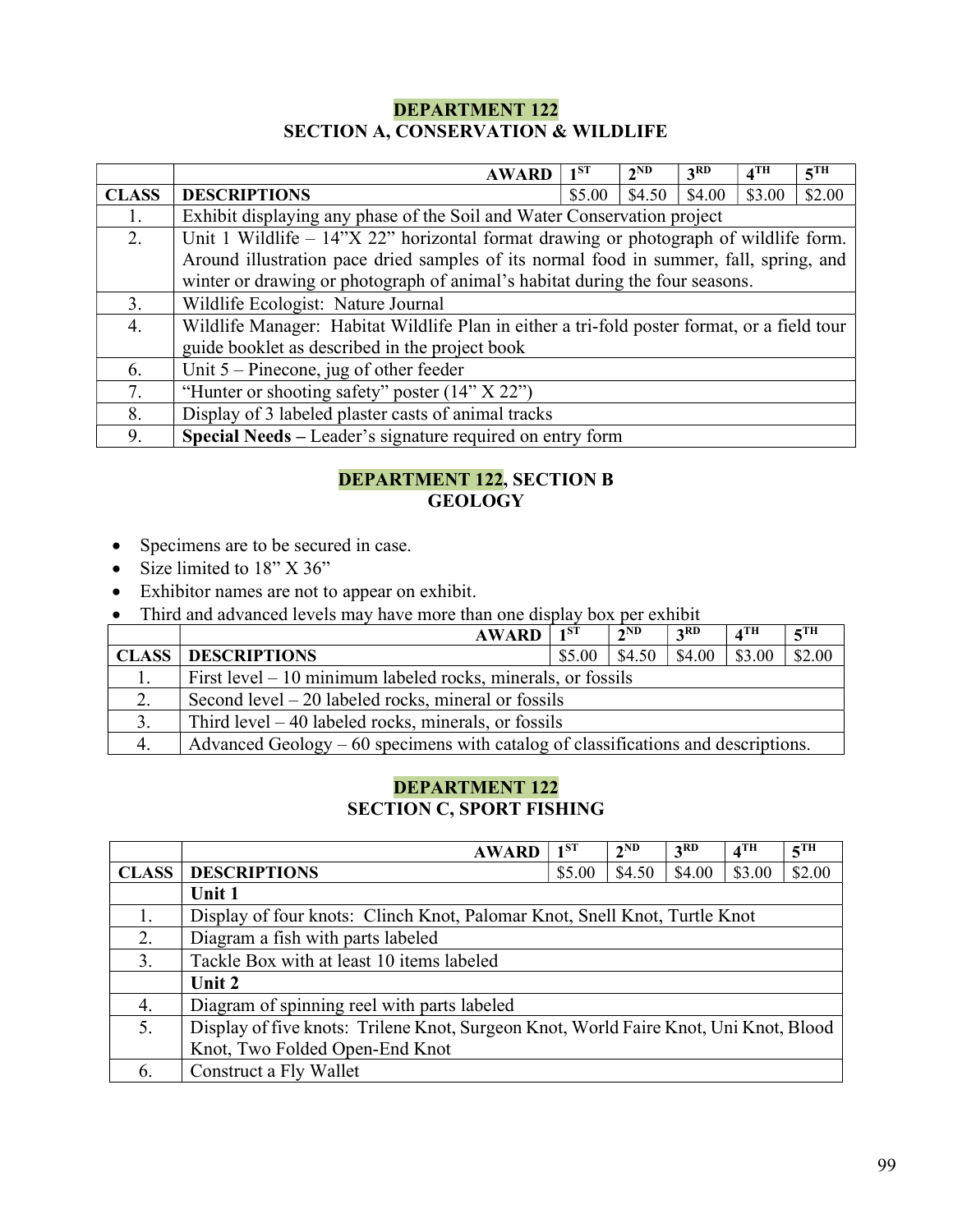## DEPARTMENT 122
### SECTION A, CONSERVATION & WILDLIFE

| | AWARD | 1ST | 2ND | 3RD | 4TH | 5TH |
|---|---|---|---|---|---|---|
| CLASS | DESCRIPTIONS | $5.00 | $4.50 | $4.00 | $3.00 | $2.00 |
| 1. | Exhibit displaying any phase of the Soil and Water Conservation project | | | | | |
| 2. | Unit 1 Wildlife – 14"X 22" horizontal format drawing or photograph of wildlife form. Around illustration pace dried samples of its normal food in summer, fall, spring, and winter or drawing or photograph of animal's habitat during the four seasons. | | | | | |
| 3. | Wildlife Ecologist: Nature Journal | | | | | |
| 4. | Wildlife Manager: Habitat Wildlife Plan in either a tri-fold poster format, or a field tour guide booklet as described in the project book | | | | | |
| 6. | Unit 5 – Pinecone, jug of other feeder | | | | | |
| 7. | "Hunter or shooting safety" poster (14" X 22") | | | | | |
| 8. | Display of 3 labeled plaster casts of animal tracks | | | | | |
| 9. | **Special Needs –** Leader's signature required on entry form | | | | | |

## DEPARTMENT 122, SECTION B
### GEOLOGY

- Specimens are to be secured in case.
- Size limited to 18" X 36"
- Exhibitor names are not to appear on exhibit.
- Third and advanced levels may have more than one display box per exhibit

| | AWARD | 1ST | 2ND | 3RD | 4TH | 5TH |
|---|---|---|---|---|---|---|
| CLASS | DESCRIPTIONS | $5.00 | $4.50 | $4.00 | $3.00 | $2.00 |
| 1. | First level – 10 minimum labeled rocks, minerals, or fossils | | | | | |
| 2. | Second level – 20 labeled rocks, mineral or fossils | | | | | |
| 3. | Third level – 40 labeled rocks, minerals, or fossils | | | | | |
| 4. | Advanced Geology – 60 specimens with catalog of classifications and descriptions. | | | | | |

## DEPARTMENT 122
### SECTION C, SPORT FISHING

| | AWARD | 1ST | 2ND | 3RD | 4TH | 5TH |
|---|---|---|---|---|---|---|
| CLASS | DESCRIPTIONS | $5.00 | $4.50 | $4.00 | $3.00 | $2.00 |
| | **Unit 1** | | | | | |
| 1. | Display of four knots: Clinch Knot, Palomar Knot, Snell Knot, Turtle Knot | | | | | |
| 2. | Diagram a fish with parts labeled | | | | | |
| 3. | Tackle Box with at least 10 items labeled | | | | | |
| | **Unit 2** | | | | | |
| 4. | Diagram of spinning reel with parts labeled | | | | | |
| 5. | Display of five knots: Trilene Knot, Surgeon Knot, World Faire Knot, Uni Knot, Blood Knot, Two Folded Open-End Knot | | | | | |
| 6. | Construct a Fly Wallet | | | | | |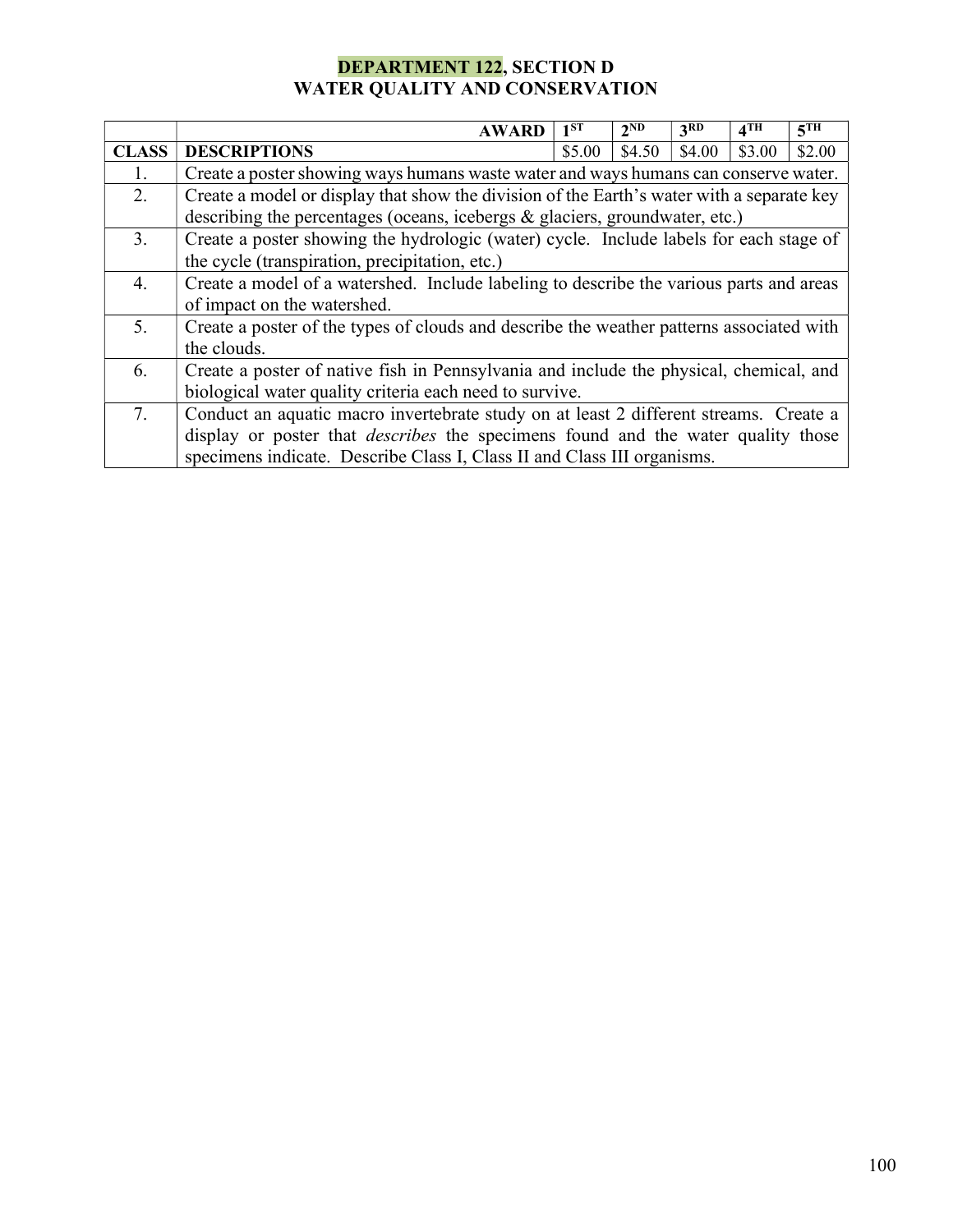## DEPARTMENT 122, SECTION D
## WATER QUALITY AND CONSERVATION

| | AWARD | 1ST | 2ND | 3RD | 4TH | 5TH |
|---|---|---|---|---|---|---|
| **CLASS** | **DESCRIPTIONS** | $5.00 | $4.50 | $4.00 | $3.00 | $2.00 |
| 1. | Create a poster showing ways humans waste water and ways humans can conserve water. | | | | | |
| 2. | Create a model or display that show the division of the Earth's water with a separate key describing the percentages (oceans, icebergs & glaciers, groundwater, etc.) | | | | | |
| 3. | Create a poster showing the hydrologic (water) cycle. Include labels for each stage of the cycle (transpiration, precipitation, etc.) | | | | | |
| 4. | Create a model of a watershed. Include labeling to describe the various parts and areas of impact on the watershed. | | | | | |
| 5. | Create a poster of the types of clouds and describe the weather patterns associated with the clouds. | | | | | |
| 6. | Create a poster of native fish in Pennsylvania and include the physical, chemical, and biological water quality criteria each need to survive. | | | | | |
| 7. | Conduct an aquatic macro invertebrate study on at least 2 different streams. Create a display or poster that *describes* the specimens found and the water quality those specimens indicate. Describe Class I, Class II and Class III organisms. | | | | | |